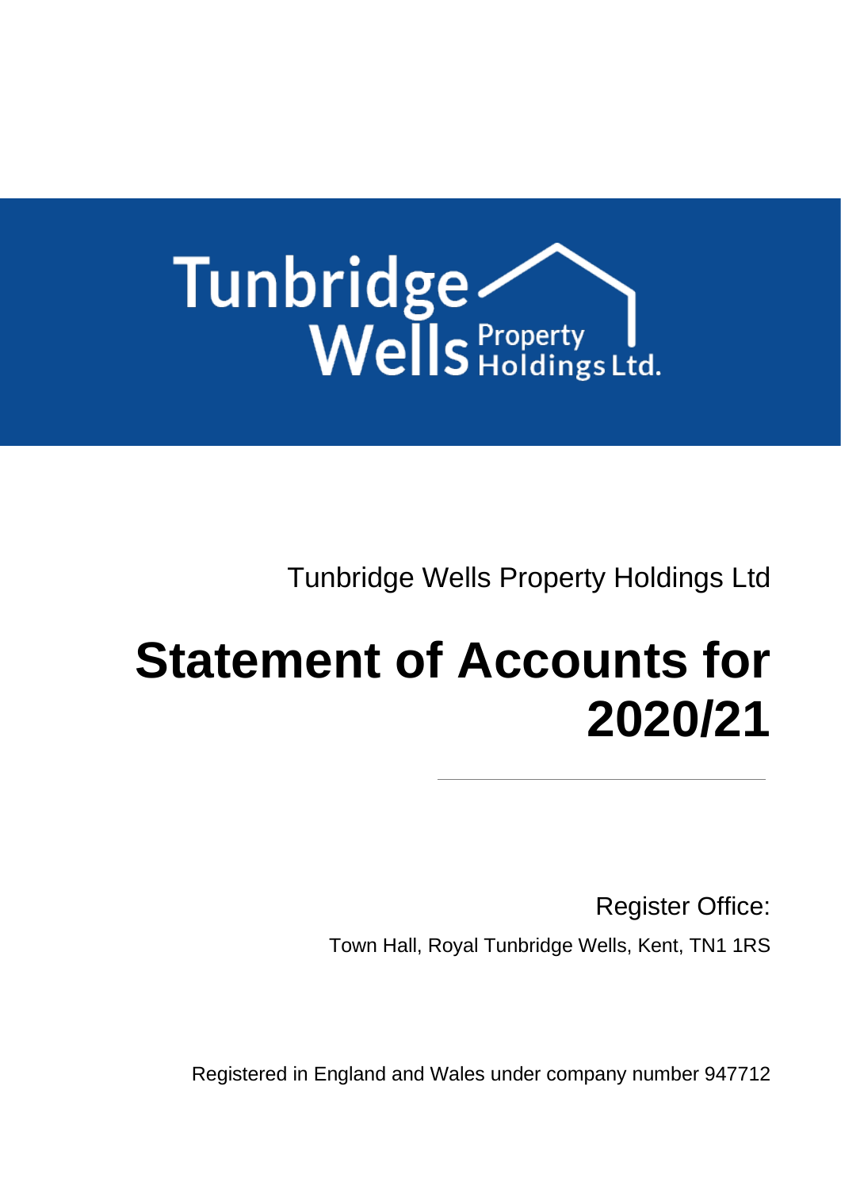Tunbridge Wells Property Holdings Ltd.

Tunbridge Wells Property Holdings Ltd

# Statement of Accounts for 2020/21

Register Office:

Town Hall, Royal Tunbridge Wells, Kent, TN1 1RS

Registered in England and Wales under company number 947712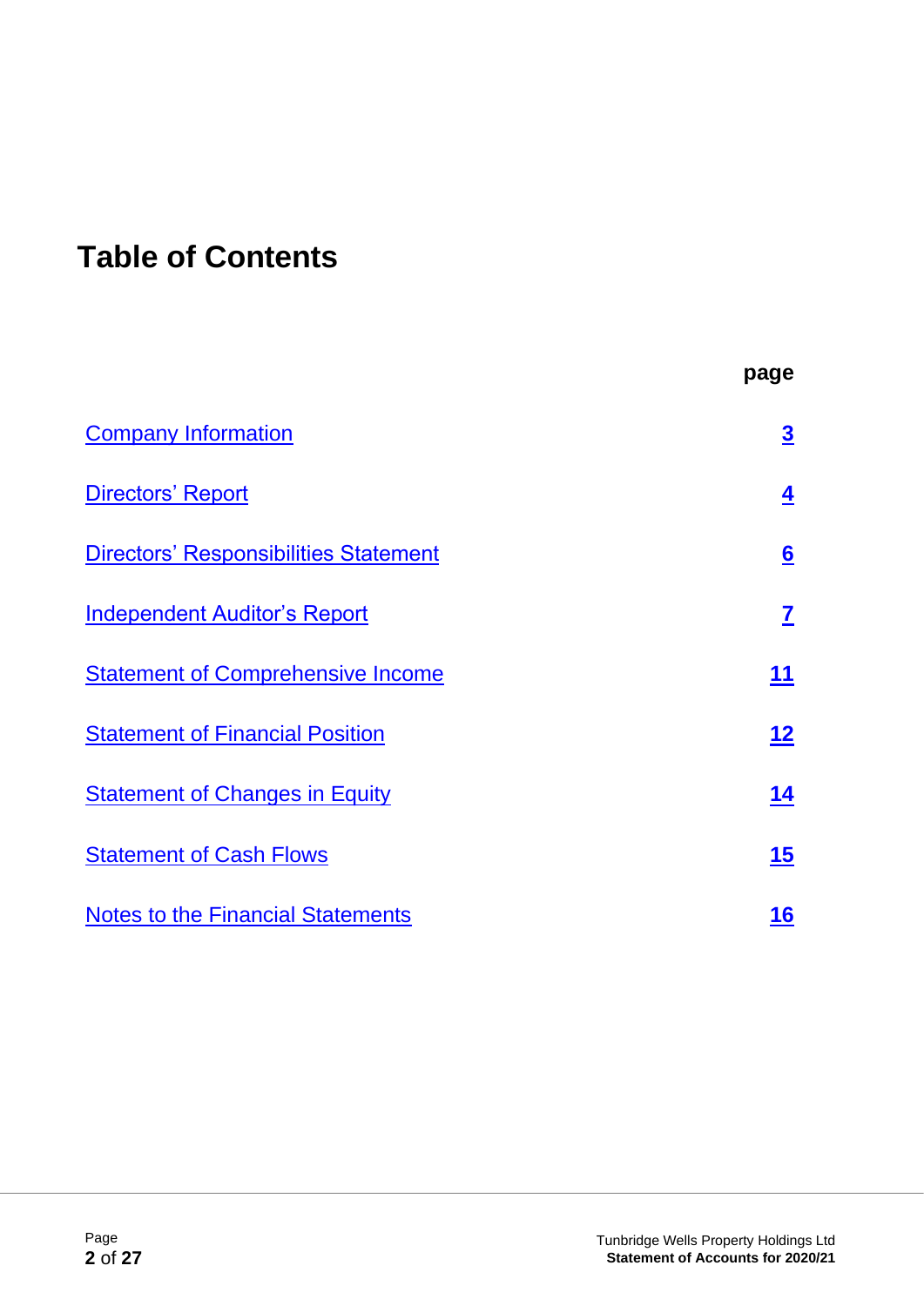# Table of Contents

| | page |
|---|---|
| Company Information | 3 |
| Directors' Report | 4 |
| Directors' Responsibilities Statement | 6 |
| Independent Auditor's Report | 7 |
| Statement of Comprehensive Income | 11 |
| Statement of Financial Position | 12 |
| Statement of Changes in Equity | 14 |
| Statement of Cash Flows | 15 |
| Notes to the Financial Statements | 16 |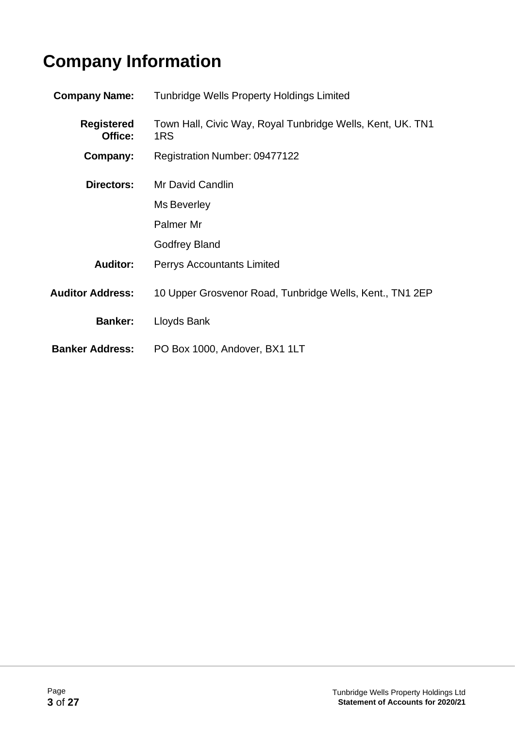# Company Information

| | |
|---|---|
| **Company Name:** | Tunbridge Wells Property Holdings Limited |
| **Registered Office:** | Town Hall, Civic Way, Royal Tunbridge Wells, Kent, UK. TN1 1RS |
| **Company:** | Registration Number: 09477122 |
| **Directors:** | Mr David Candlin |
| | Ms Beverley |
| | Palmer Mr |
| | Godfrey Bland |
| **Auditor:** | Perrys Accountants Limited |
| **Auditor Address:** | 10 Upper Grosvenor Road, Tunbridge Wells, Kent., TN1 2EP |
| **Banker:** | Lloyds Bank |
| **Banker Address:** | PO Box 1000, Andover, BX1 1LT |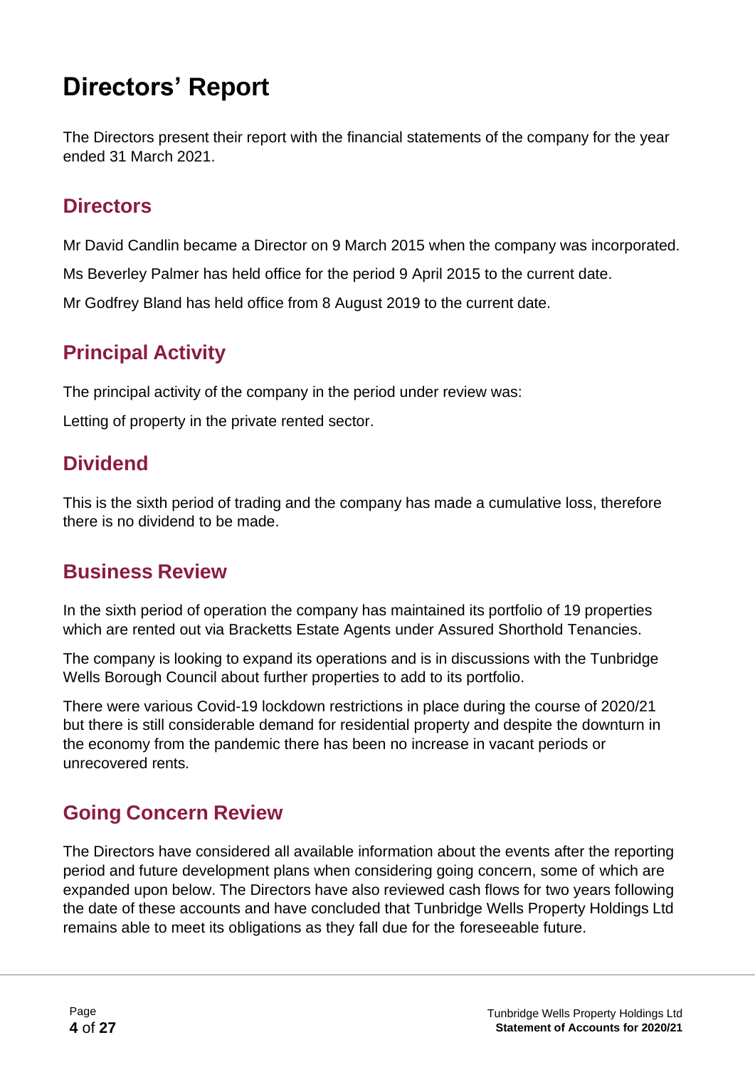# Directors' Report

The Directors present their report with the financial statements of the company for the year ended 31 March 2021.

## Directors

Mr David Candlin became a Director on 9 March 2015 when the company was incorporated.

Ms Beverley Palmer has held office for the period 9 April 2015 to the current date.

Mr Godfrey Bland has held office from 8 August 2019 to the current date.

## Principal Activity

The principal activity of the company in the period under review was:

Letting of property in the private rented sector.

## Dividend

This is the sixth period of trading and the company has made a cumulative loss, therefore there is no dividend to be made.

## Business Review

In the sixth period of operation the company has maintained its portfolio of 19 properties which are rented out via Bracketts Estate Agents under Assured Shorthold Tenancies.

The company is looking to expand its operations and is in discussions with the Tunbridge Wells Borough Council about further properties to add to its portfolio.

There were various Covid-19 lockdown restrictions in place during the course of 2020/21 but there is still considerable demand for residential property and despite the downturn in the economy from the pandemic there has been no increase in vacant periods or unrecovered rents.

## Going Concern Review

The Directors have considered all available information about the events after the reporting period and future development plans when considering going concern, some of which are expanded upon below. The Directors have also reviewed cash flows for two years following the date of these accounts and have concluded that Tunbridge Wells Property Holdings Ltd remains able to meet its obligations as they fall due for the foreseeable future.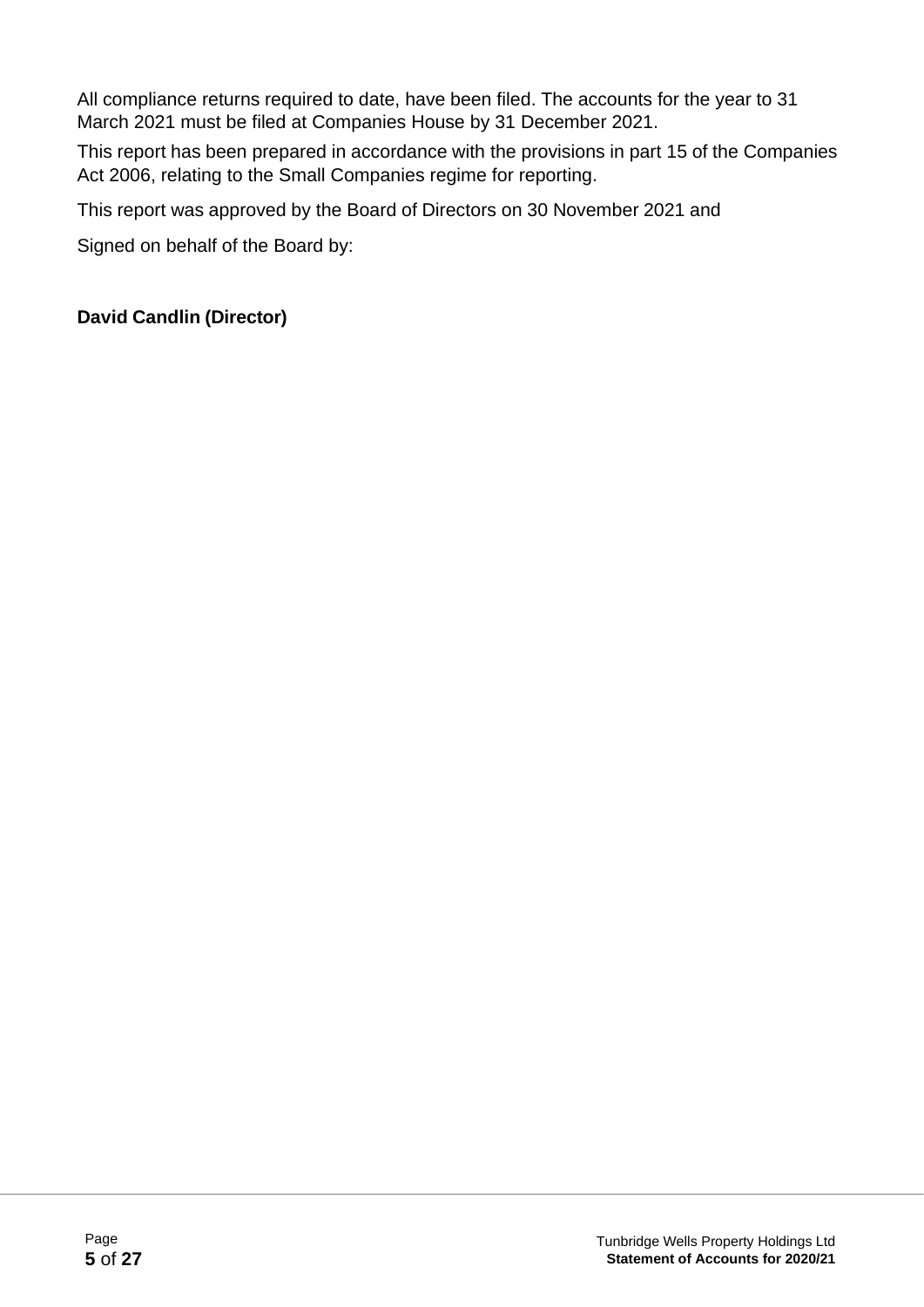All compliance returns required to date, have been filed. The accounts for the year to 31 March 2021 must be filed at Companies House by 31 December 2021.

This report has been prepared in accordance with the provisions in part 15 of the Companies Act 2006, relating to the Small Companies regime for reporting.

This report was approved by the Board of Directors on 30 November 2021 and

Signed on behalf of the Board by:

**David Candlin (Director)**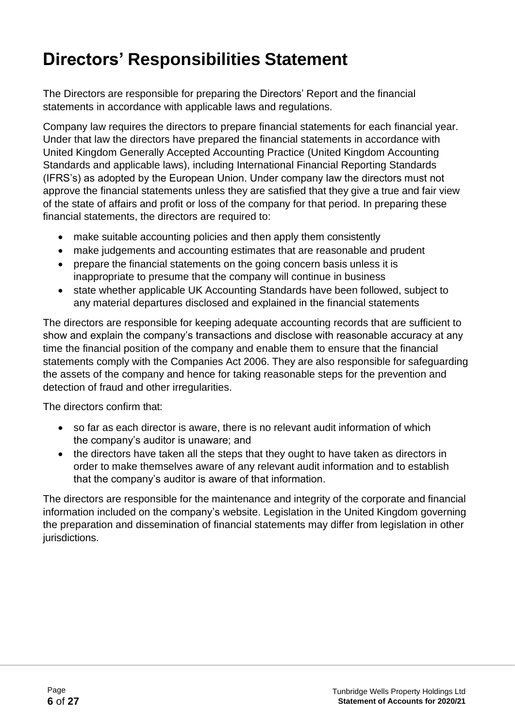# Directors' Responsibilities Statement

The Directors are responsible for preparing the Directors' Report and the financial statements in accordance with applicable laws and regulations.

Company law requires the directors to prepare financial statements for each financial year. Under that law the directors have prepared the financial statements in accordance with United Kingdom Generally Accepted Accounting Practice (United Kingdom Accounting Standards and applicable laws), including International Financial Reporting Standards (IFRS's) as adopted by the European Union. Under company law the directors must not approve the financial statements unless they are satisfied that they give a true and fair view of the state of affairs and profit or loss of the company for that period. In preparing these financial statements, the directors are required to:

- make suitable accounting policies and then apply them consistently
- make judgements and accounting estimates that are reasonable and prudent
- prepare the financial statements on the going concern basis unless it is inappropriate to presume that the company will continue in business
- state whether applicable UK Accounting Standards have been followed, subject to any material departures disclosed and explained in the financial statements

The directors are responsible for keeping adequate accounting records that are sufficient to show and explain the company's transactions and disclose with reasonable accuracy at any time the financial position of the company and enable them to ensure that the financial statements comply with the Companies Act 2006. They are also responsible for safeguarding the assets of the company and hence for taking reasonable steps for the prevention and detection of fraud and other irregularities.

The directors confirm that:

- so far as each director is aware, there is no relevant audit information of which the company's auditor is unaware; and
- the directors have taken all the steps that they ought to have taken as directors in order to make themselves aware of any relevant audit information and to establish that the company's auditor is aware of that information.

The directors are responsible for the maintenance and integrity of the corporate and financial information included on the company's website. Legislation in the United Kingdom governing the preparation and dissemination of financial statements may differ from legislation in other jurisdictions.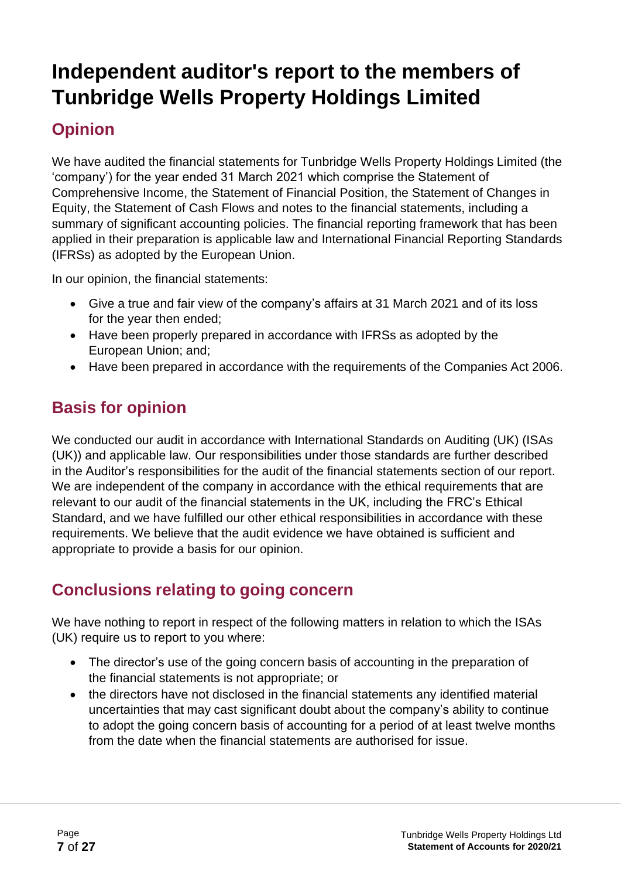# Independent auditor's report to the members of Tunbridge Wells Property Holdings Limited

## Opinion

We have audited the financial statements for Tunbridge Wells Property Holdings Limited (the 'company') for the year ended 31 March 2021 which comprise the Statement of Comprehensive Income, the Statement of Financial Position, the Statement of Changes in Equity, the Statement of Cash Flows and notes to the financial statements, including a summary of significant accounting policies. The financial reporting framework that has been applied in their preparation is applicable law and International Financial Reporting Standards (IFRSs) as adopted by the European Union.

In our opinion, the financial statements:

- Give a true and fair view of the company's affairs at 31 March 2021 and of its loss for the year then ended;
- Have been properly prepared in accordance with IFRSs as adopted by the European Union; and;
- Have been prepared in accordance with the requirements of the Companies Act 2006.

## Basis for opinion

We conducted our audit in accordance with International Standards on Auditing (UK) (ISAs (UK)) and applicable law. Our responsibilities under those standards are further described in the Auditor's responsibilities for the audit of the financial statements section of our report. We are independent of the company in accordance with the ethical requirements that are relevant to our audit of the financial statements in the UK, including the FRC's Ethical Standard, and we have fulfilled our other ethical responsibilities in accordance with these requirements. We believe that the audit evidence we have obtained is sufficient and appropriate to provide a basis for our opinion.

## Conclusions relating to going concern

We have nothing to report in respect of the following matters in relation to which the ISAs (UK) require us to report to you where:

- The director's use of the going concern basis of accounting in the preparation of the financial statements is not appropriate; or
- the directors have not disclosed in the financial statements any identified material uncertainties that may cast significant doubt about the company's ability to continue to adopt the going concern basis of accounting for a period of at least twelve months from the date when the financial statements are authorised for issue.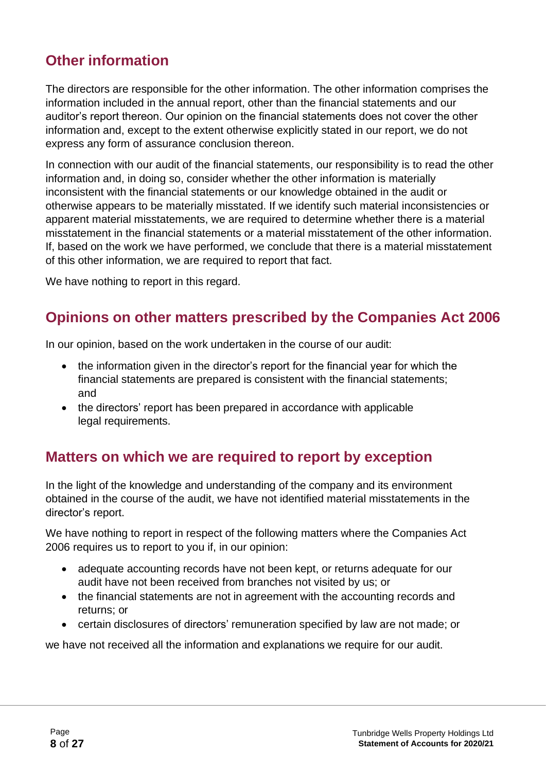## Other information

The directors are responsible for the other information. The other information comprises the information included in the annual report, other than the financial statements and our auditor's report thereon. Our opinion on the financial statements does not cover the other information and, except to the extent otherwise explicitly stated in our report, we do not express any form of assurance conclusion thereon.

In connection with our audit of the financial statements, our responsibility is to read the other information and, in doing so, consider whether the other information is materially inconsistent with the financial statements or our knowledge obtained in the audit or otherwise appears to be materially misstated. If we identify such material inconsistencies or apparent material misstatements, we are required to determine whether there is a material misstatement in the financial statements or a material misstatement of the other information. If, based on the work we have performed, we conclude that there is a material misstatement of this other information, we are required to report that fact.

We have nothing to report in this regard.

## Opinions on other matters prescribed by the Companies Act 2006

In our opinion, based on the work undertaken in the course of our audit:

- the information given in the director's report for the financial year for which the financial statements are prepared is consistent with the financial statements; and
- the directors' report has been prepared in accordance with applicable legal requirements.

## Matters on which we are required to report by exception

In the light of the knowledge and understanding of the company and its environment obtained in the course of the audit, we have not identified material misstatements in the director's report.

We have nothing to report in respect of the following matters where the Companies Act 2006 requires us to report to you if, in our opinion:

- adequate accounting records have not been kept, or returns adequate for our audit have not been received from branches not visited by us; or
- the financial statements are not in agreement with the accounting records and returns; or
- certain disclosures of directors' remuneration specified by law are not made; or

we have not received all the information and explanations we require for our audit.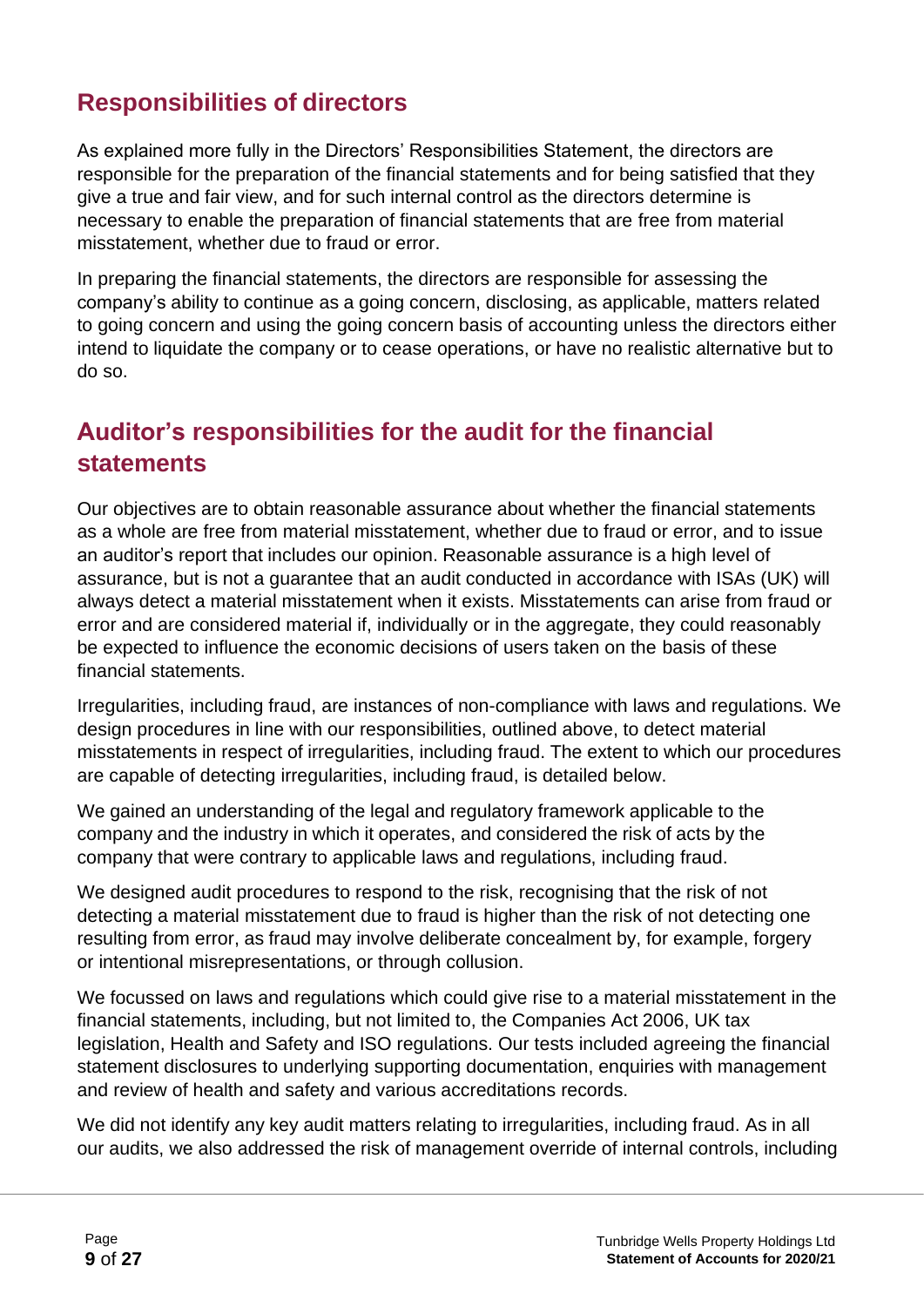## Responsibilities of directors

As explained more fully in the Directors' Responsibilities Statement, the directors are responsible for the preparation of the financial statements and for being satisfied that they give a true and fair view, and for such internal control as the directors determine is necessary to enable the preparation of financial statements that are free from material misstatement, whether due to fraud or error.

In preparing the financial statements, the directors are responsible for assessing the company's ability to continue as a going concern, disclosing, as applicable, matters related to going concern and using the going concern basis of accounting unless the directors either intend to liquidate the company or to cease operations, or have no realistic alternative but to do so.

## Auditor's responsibilities for the audit for the financial statements

Our objectives are to obtain reasonable assurance about whether the financial statements as a whole are free from material misstatement, whether due to fraud or error, and to issue an auditor's report that includes our opinion. Reasonable assurance is a high level of assurance, but is not a guarantee that an audit conducted in accordance with ISAs (UK) will always detect a material misstatement when it exists. Misstatements can arise from fraud or error and are considered material if, individually or in the aggregate, they could reasonably be expected to influence the economic decisions of users taken on the basis of these financial statements.

Irregularities, including fraud, are instances of non-compliance with laws and regulations. We design procedures in line with our responsibilities, outlined above, to detect material misstatements in respect of irregularities, including fraud. The extent to which our procedures are capable of detecting irregularities, including fraud, is detailed below.

We gained an understanding of the legal and regulatory framework applicable to the company and the industry in which it operates, and considered the risk of acts by the company that were contrary to applicable laws and regulations, including fraud.

We designed audit procedures to respond to the risk, recognising that the risk of not detecting a material misstatement due to fraud is higher than the risk of not detecting one resulting from error, as fraud may involve deliberate concealment by, for example, forgery or intentional misrepresentations, or through collusion.

We focussed on laws and regulations which could give rise to a material misstatement in the financial statements, including, but not limited to, the Companies Act 2006, UK tax legislation, Health and Safety and ISO regulations. Our tests included agreeing the financial statement disclosures to underlying supporting documentation, enquiries with management and review of health and safety and various accreditations records.

We did not identify any key audit matters relating to irregularities, including fraud. As in all our audits, we also addressed the risk of management override of internal controls, including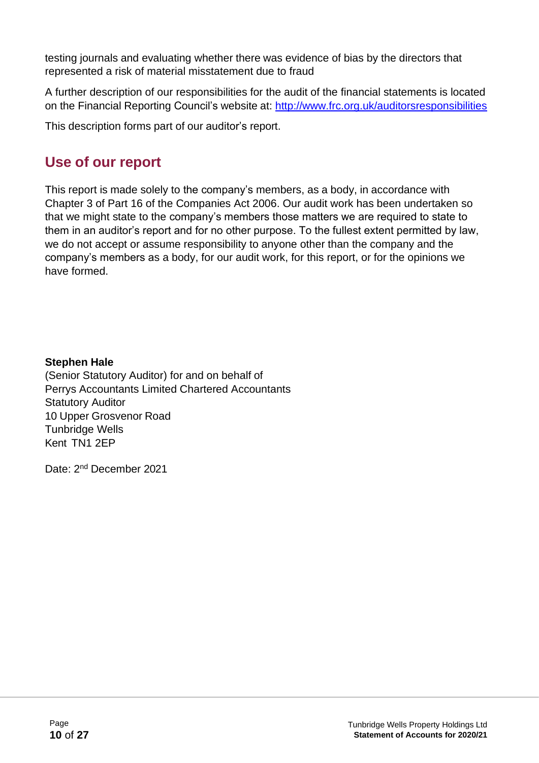testing journals and evaluating whether there was evidence of bias by the directors that represented a risk of material misstatement due to fraud

A further description of our responsibilities for the audit of the financial statements is located on the Financial Reporting Council's website at: http://www.frc.org.uk/auditorsresponsibilities

This description forms part of our auditor's report.

## Use of our report

This report is made solely to the company's members, as a body, in accordance with Chapter 3 of Part 16 of the Companies Act 2006. Our audit work has been undertaken so that we might state to the company's members those matters we are required to state to them in an auditor's report and for no other purpose. To the fullest extent permitted by law, we do not accept or assume responsibility to anyone other than the company and the company's members as a body, for our audit work, for this report, or for the opinions we have formed.

**Stephen Hale**
(Senior Statutory Auditor) for and on behalf of
Perrys Accountants Limited Chartered Accountants
Statutory Auditor
10 Upper Grosvenor Road
Tunbridge Wells
Kent TN1 2EP

Date: 2nd December 2021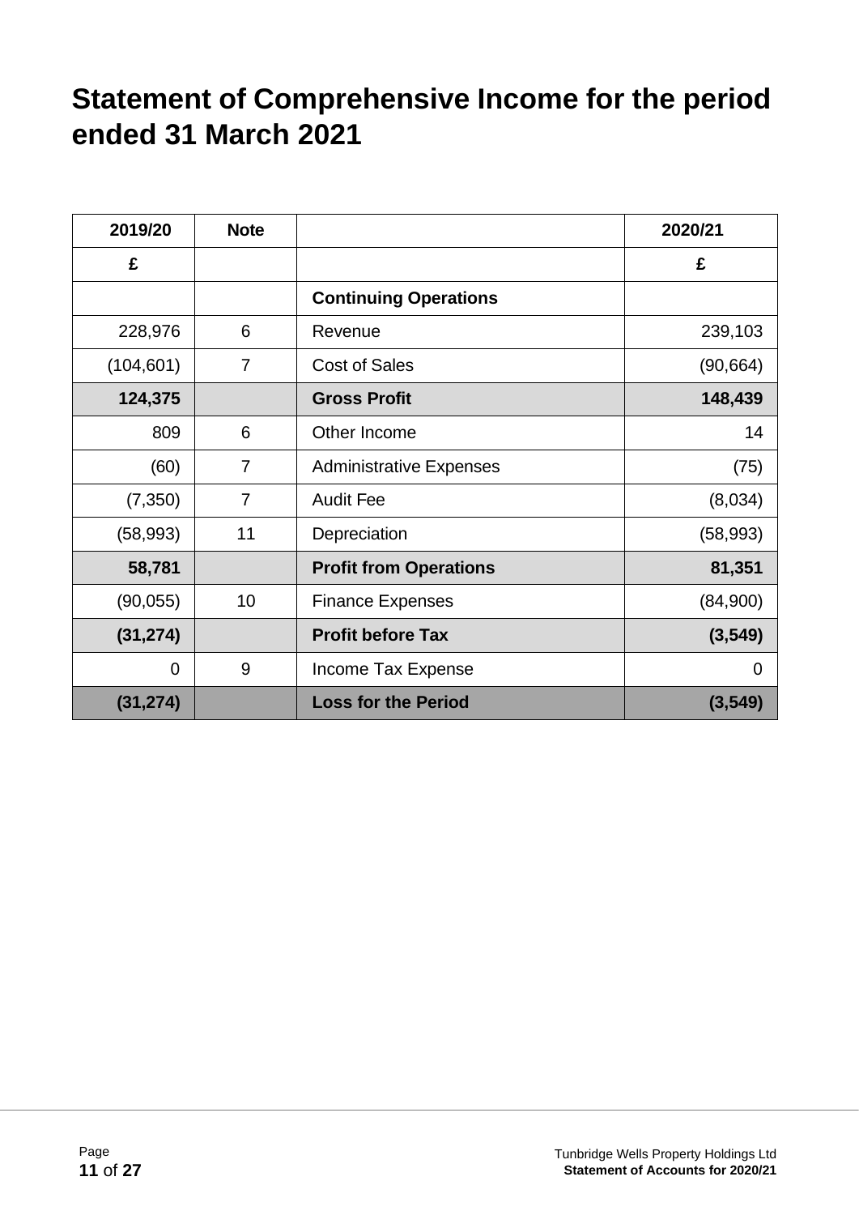# Statement of Comprehensive Income for the period ended 31 March 2021

| 2019/20 | Note | | 2020/21 |
|---|---|---|---|
| £ | | | £ |
| | | **Continuing Operations** | |
| 228,976 | 6 | Revenue | 239,103 |
| (104,601) | 7 | Cost of Sales | (90,664) |
| **124,375** | | **Gross Profit** | **148,439** |
| 809 | 6 | Other Income | 14 |
| (60) | 7 | Administrative Expenses | (75) |
| (7,350) | 7 | Audit Fee | (8,034) |
| (58,993) | 11 | Depreciation | (58,993) |
| **58,781** | | **Profit from Operations** | **81,351** |
| (90,055) | 10 | Finance Expenses | (84,900) |
| **(31,274)** | | **Profit before Tax** | **(3,549)** |
| 0 | 9 | Income Tax Expense | 0 |
| **(31,274)** | | **Loss for the Period** | **(3,549)** |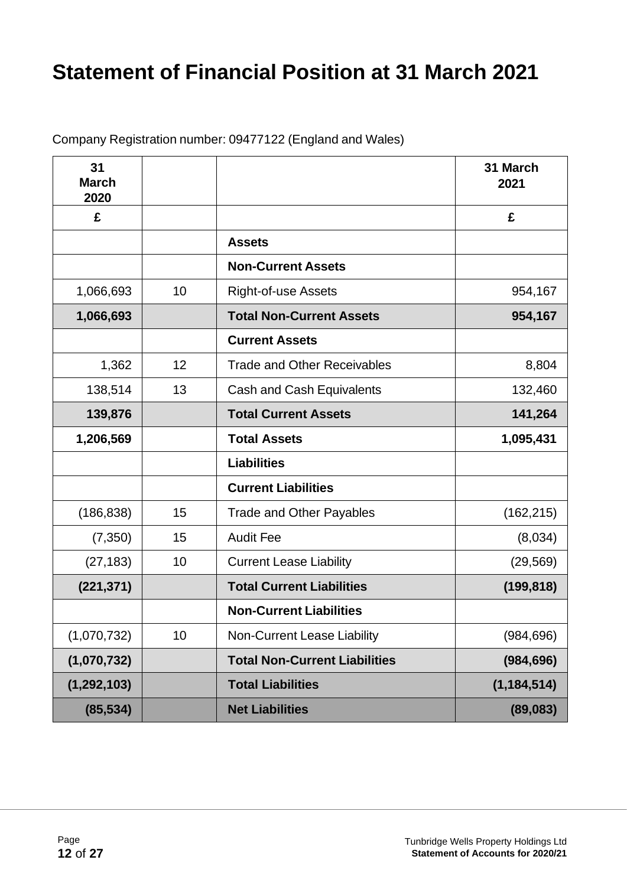# Statement of Financial Position at 31 March 2021

Company Registration number: 09477122 (England and Wales)

| 31 March 2020 | | | 31 March 2021 |
|---|---|---|---|
| £ | | | £ |
| | | **Assets** | |
| | | **Non-Current Assets** | |
| 1,066,693 | 10 | Right-of-use Assets | 954,167 |
| **1,066,693** | | **Total Non-Current Assets** | **954,167** |
| | | **Current Assets** | |
| 1,362 | 12 | Trade and Other Receivables | 8,804 |
| 138,514 | 13 | Cash and Cash Equivalents | 132,460 |
| **139,876** | | **Total Current Assets** | **141,264** |
| **1,206,569** | | **Total Assets** | **1,095,431** |
| | | **Liabilities** | |
| | | **Current Liabilities** | |
| (186,838) | 15 | Trade and Other Payables | (162,215) |
| (7,350) | 15 | Audit Fee | (8,034) |
| (27,183) | 10 | Current Lease Liability | (29,569) |
| **(221,371)** | | **Total Current Liabilities** | **(199,818)** |
| | | **Non-Current Liabilities** | |
| (1,070,732) | 10 | Non-Current Lease Liability | (984,696) |
| **(1,070,732)** | | **Total Non-Current Liabilities** | **(984,696)** |
| **(1,292,103)** | | **Total Liabilities** | **(1,184,514)** |
| **(85,534)** | | **Net Liabilities** | **(89,083)** |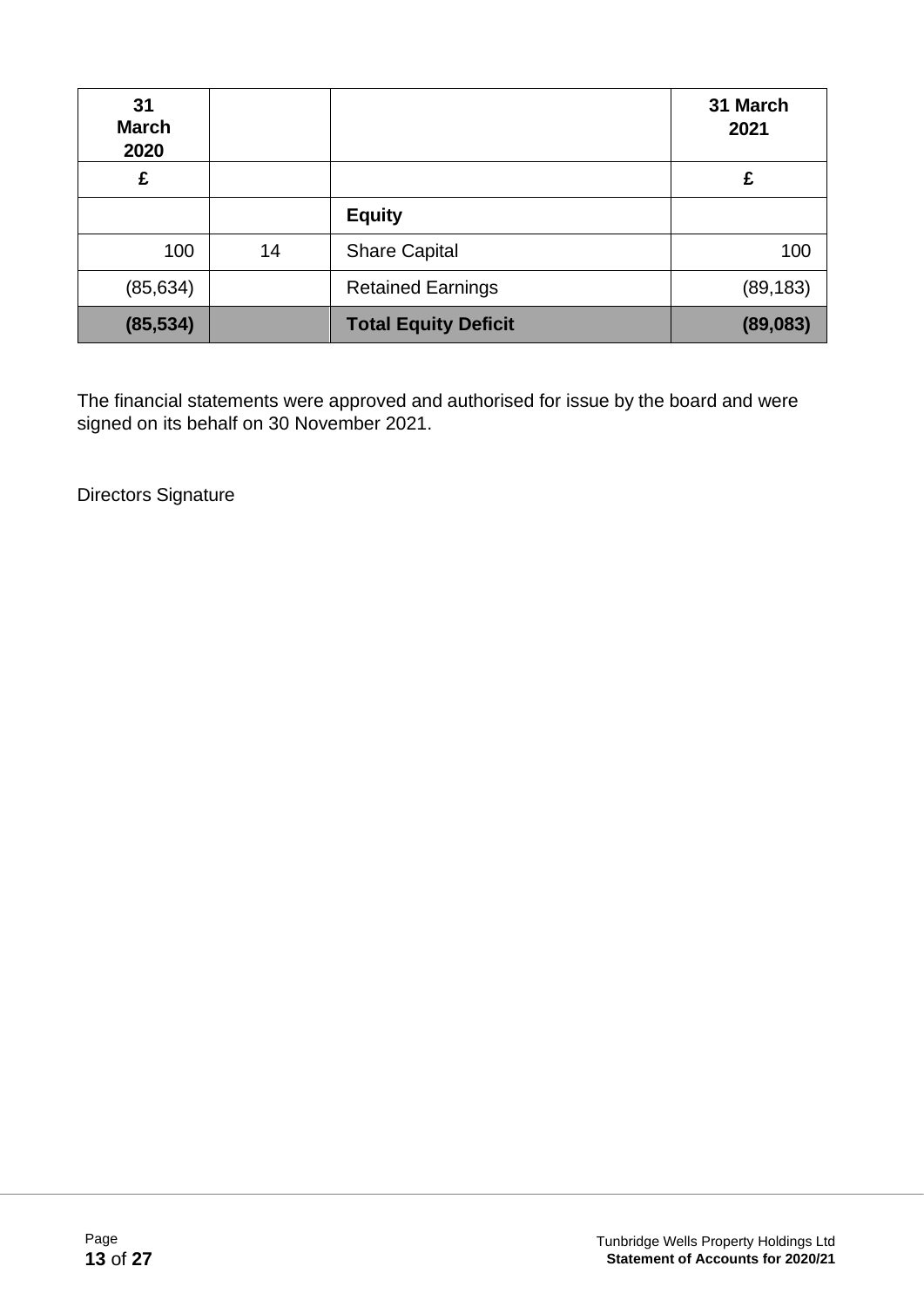| 31 March 2020 | | | 31 March 2021 |
|---|---|---|---|
| £ | | | £ |
| | | **Equity** | |
| 100 | 14 | Share Capital | 100 |
| (85,634) | | Retained Earnings | (89,183) |
| **(85,534)** | | **Total Equity Deficit** | **(89,083)** |

The financial statements were approved and authorised for issue by the board and were signed on its behalf on 30 November 2021.

Directors Signature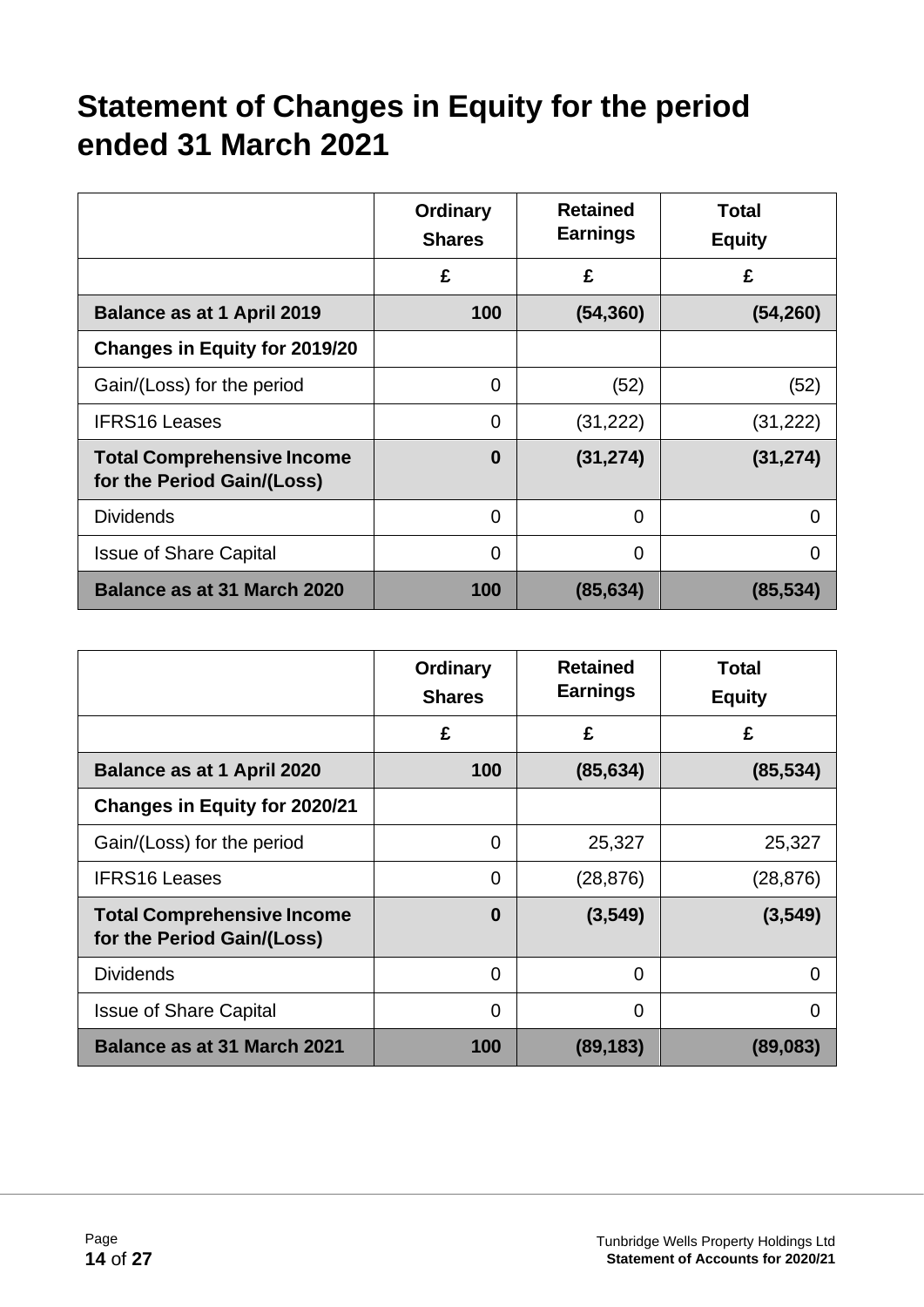# Statement of Changes in Equity for the period ended 31 March 2021

| | Ordinary Shares | Retained Earnings | Total Equity |
|---|---|---|---|
| | £ | £ | £ |
| **Balance as at 1 April 2019** | **100** | **(54,360)** | **(54,260)** |
| **Changes in Equity for 2019/20** | | | |
| Gain/(Loss) for the period | 0 | (52) | (52) |
| IFRS16 Leases | 0 | (31,222) | (31,222) |
| **Total Comprehensive Income for the Period Gain/(Loss)** | **0** | **(31,274)** | **(31,274)** |
| Dividends | 0 | 0 | 0 |
| Issue of Share Capital | 0 | 0 | 0 |
| **Balance as at 31 March 2020** | **100** | **(85,634)** | **(85,534)** |

| | Ordinary Shares | Retained Earnings | Total Equity |
|---|---|---|---|
| | £ | £ | £ |
| **Balance as at 1 April 2020** | **100** | **(85,634)** | **(85,534)** |
| **Changes in Equity for 2020/21** | | | |
| Gain/(Loss) for the period | 0 | 25,327 | 25,327 |
| IFRS16 Leases | 0 | (28,876) | (28,876) |
| **Total Comprehensive Income for the Period Gain/(Loss)** | **0** | **(3,549)** | **(3,549)** |
| Dividends | 0 | 0 | 0 |
| Issue of Share Capital | 0 | 0 | 0 |
| **Balance as at 31 March 2021** | **100** | **(89,183)** | **(89,083)** |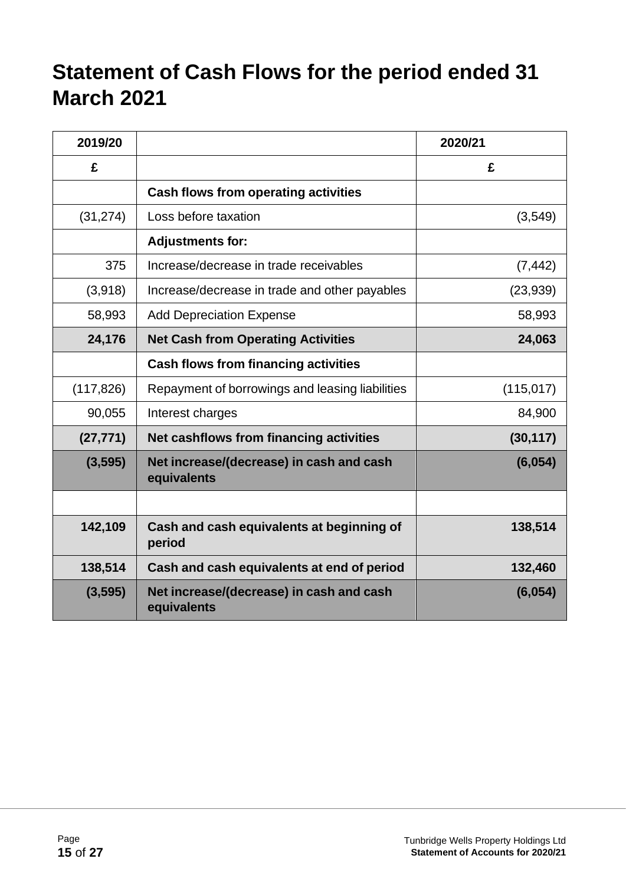# Statement of Cash Flows for the period ended 31 March 2021

| 2019/20 | | 2020/21 |
|---|---|---|
| £ | | £ |
| | **Cash flows from operating activities** | |
| (31,274) | Loss before taxation | (3,549) |
| | **Adjustments for:** | |
| 375 | Increase/decrease in trade receivables | (7,442) |
| (3,918) | Increase/decrease in trade and other payables | (23,939) |
| 58,993 | Add Depreciation Expense | 58,993 |
| **24,176** | **Net Cash from Operating Activities** | **24,063** |
| | **Cash flows from financing activities** | |
| (117,826) | Repayment of borrowings and leasing liabilities | (115,017) |
| 90,055 | Interest charges | 84,900 |
| **(27,771)** | **Net cashflows from financing activities** | **(30,117)** |
| **(3,595)** | **Net increase/(decrease) in cash and cash equivalents** | **(6,054)** |
| | | |
| **142,109** | **Cash and cash equivalents at beginning of period** | **138,514** |
| **138,514** | **Cash and cash equivalents at end of period** | **132,460** |
| **(3,595)** | **Net increase/(decrease) in cash and cash equivalents** | **(6,054)** |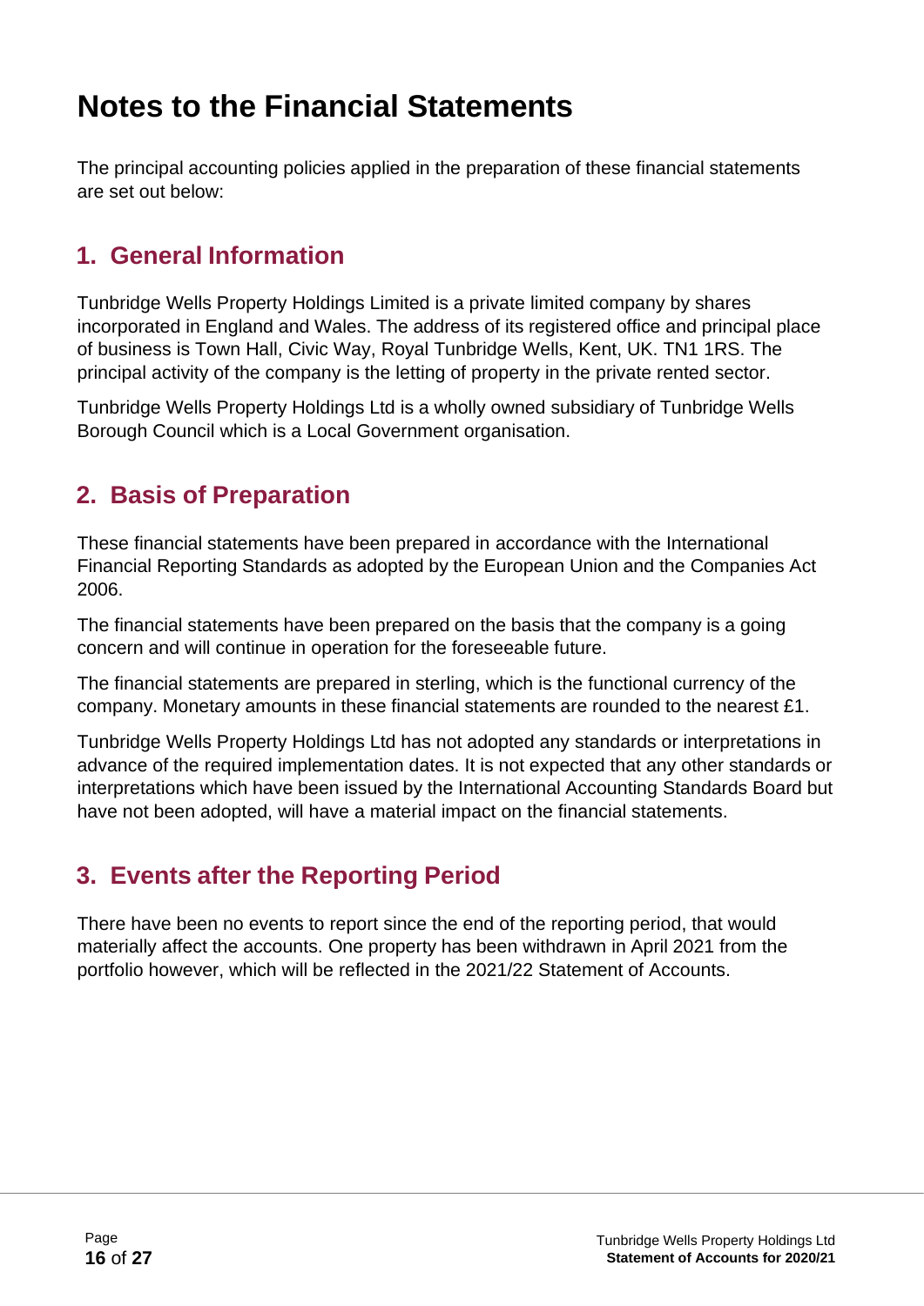# Notes to the Financial Statements

The principal accounting policies applied in the preparation of these financial statements are set out below:

## 1. General Information

Tunbridge Wells Property Holdings Limited is a private limited company by shares incorporated in England and Wales. The address of its registered office and principal place of business is Town Hall, Civic Way, Royal Tunbridge Wells, Kent, UK. TN1 1RS. The principal activity of the company is the letting of property in the private rented sector.

Tunbridge Wells Property Holdings Ltd is a wholly owned subsidiary of Tunbridge Wells Borough Council which is a Local Government organisation.

## 2. Basis of Preparation

These financial statements have been prepared in accordance with the International Financial Reporting Standards as adopted by the European Union and the Companies Act 2006.

The financial statements have been prepared on the basis that the company is a going concern and will continue in operation for the foreseeable future.

The financial statements are prepared in sterling, which is the functional currency of the company. Monetary amounts in these financial statements are rounded to the nearest £1.

Tunbridge Wells Property Holdings Ltd has not adopted any standards or interpretations in advance of the required implementation dates. It is not expected that any other standards or interpretations which have been issued by the International Accounting Standards Board but have not been adopted, will have a material impact on the financial statements.

## 3. Events after the Reporting Period

There have been no events to report since the end of the reporting period, that would materially affect the accounts. One property has been withdrawn in April 2021 from the portfolio however, which will be reflected in the 2021/22 Statement of Accounts.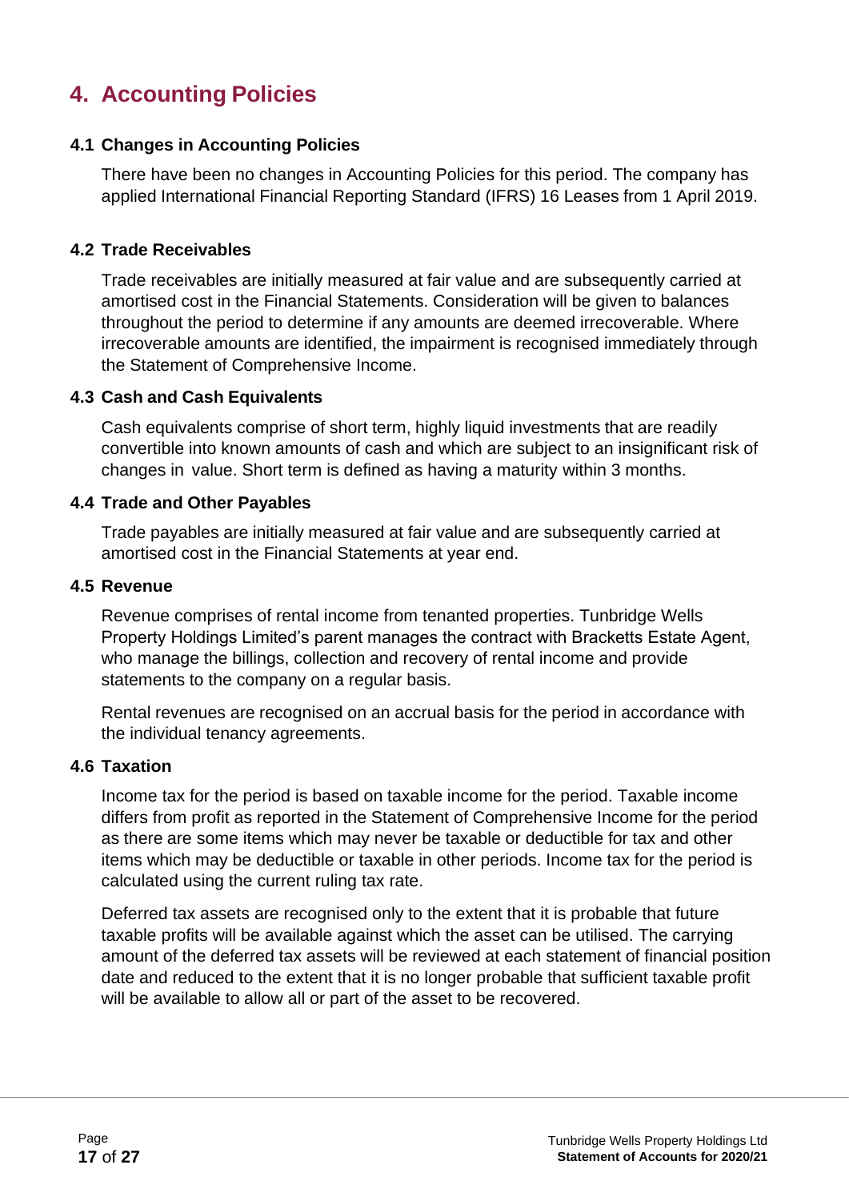# 4. Accounting Policies

### 4.1 Changes in Accounting Policies

There have been no changes in Accounting Policies for this period. The company has applied International Financial Reporting Standard (IFRS) 16 Leases from 1 April 2019.

### 4.2 Trade Receivables

Trade receivables are initially measured at fair value and are subsequently carried at amortised cost in the Financial Statements. Consideration will be given to balances throughout the period to determine if any amounts are deemed irrecoverable. Where irrecoverable amounts are identified, the impairment is recognised immediately through the Statement of Comprehensive Income.

### 4.3 Cash and Cash Equivalents

Cash equivalents comprise of short term, highly liquid investments that are readily convertible into known amounts of cash and which are subject to an insignificant risk of changes in value. Short term is defined as having a maturity within 3 months.

### 4.4 Trade and Other Payables

Trade payables are initially measured at fair value and are subsequently carried at amortised cost in the Financial Statements at year end.

### 4.5 Revenue

Revenue comprises of rental income from tenanted properties. Tunbridge Wells Property Holdings Limited's parent manages the contract with Bracketts Estate Agent, who manage the billings, collection and recovery of rental income and provide statements to the company on a regular basis.

Rental revenues are recognised on an accrual basis for the period in accordance with the individual tenancy agreements.

### 4.6 Taxation

Income tax for the period is based on taxable income for the period. Taxable income differs from profit as reported in the Statement of Comprehensive Income for the period as there are some items which may never be taxable or deductible for tax and other items which may be deductible or taxable in other periods. Income tax for the period is calculated using the current ruling tax rate.

Deferred tax assets are recognised only to the extent that it is probable that future taxable profits will be available against which the asset can be utilised. The carrying amount of the deferred tax assets will be reviewed at each statement of financial position date and reduced to the extent that it is no longer probable that sufficient taxable profit will be available to allow all or part of the asset to be recovered.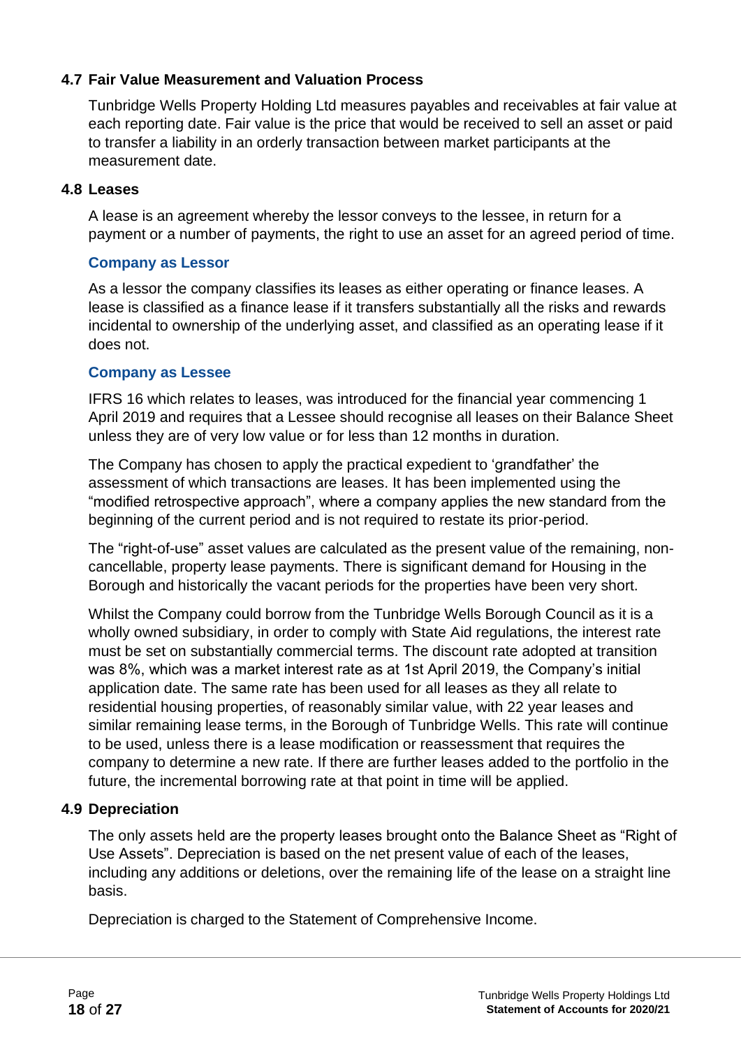## 4.7 Fair Value Measurement and Valuation Process

Tunbridge Wells Property Holding Ltd measures payables and receivables at fair value at each reporting date. Fair value is the price that would be received to sell an asset or paid to transfer a liability in an orderly transaction between market participants at the measurement date.

## 4.8 Leases

A lease is an agreement whereby the lessor conveys to the lessee, in return for a payment or a number of payments, the right to use an asset for an agreed period of time.

### Company as Lessor

As a lessor the company classifies its leases as either operating or finance leases. A lease is classified as a finance lease if it transfers substantially all the risks and rewards incidental to ownership of the underlying asset, and classified as an operating lease if it does not.

### Company as Lessee

IFRS 16 which relates to leases, was introduced for the financial year commencing 1 April 2019 and requires that a Lessee should recognise all leases on their Balance Sheet unless they are of very low value or for less than 12 months in duration.

The Company has chosen to apply the practical expedient to 'grandfather' the assessment of which transactions are leases. It has been implemented using the "modified retrospective approach", where a company applies the new standard from the beginning of the current period and is not required to restate its prior-period.

The "right-of-use" asset values are calculated as the present value of the remaining, non-cancellable, property lease payments. There is significant demand for Housing in the Borough and historically the vacant periods for the properties have been very short.

Whilst the Company could borrow from the Tunbridge Wells Borough Council as it is a wholly owned subsidiary, in order to comply with State Aid regulations, the interest rate must be set on substantially commercial terms. The discount rate adopted at transition was 8%, which was a market interest rate as at 1st April 2019, the Company's initial application date. The same rate has been used for all leases as they all relate to residential housing properties, of reasonably similar value, with 22 year leases and similar remaining lease terms, in the Borough of Tunbridge Wells. This rate will continue to be used, unless there is a lease modification or reassessment that requires the company to determine a new rate. If there are further leases added to the portfolio in the future, the incremental borrowing rate at that point in time will be applied.

## 4.9 Depreciation

The only assets held are the property leases brought onto the Balance Sheet as "Right of Use Assets". Depreciation is based on the net present value of each of the leases, including any additions or deletions, over the remaining life of the lease on a straight line basis.

Depreciation is charged to the Statement of Comprehensive Income.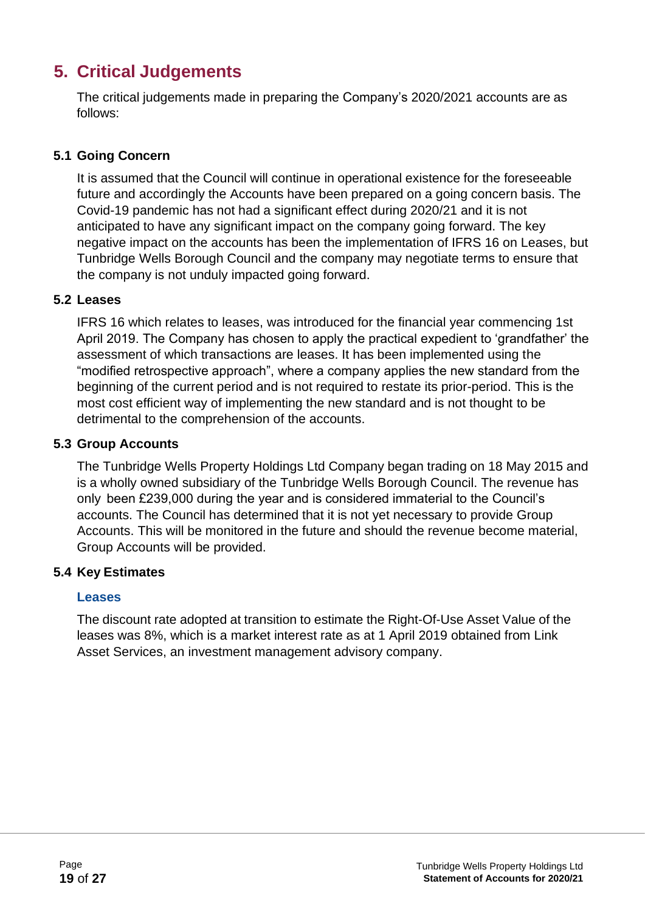## 5. Critical Judgements

The critical judgements made in preparing the Company's 2020/2021 accounts are as follows:

### 5.1 Going Concern

It is assumed that the Council will continue in operational existence for the foreseeable future and accordingly the Accounts have been prepared on a going concern basis. The Covid-19 pandemic has not had a significant effect during 2020/21 and it is not anticipated to have any significant impact on the company going forward. The key negative impact on the accounts has been the implementation of IFRS 16 on Leases, but Tunbridge Wells Borough Council and the company may negotiate terms to ensure that the company is not unduly impacted going forward.

### 5.2 Leases

IFRS 16 which relates to leases, was introduced for the financial year commencing 1st April 2019. The Company has chosen to apply the practical expedient to 'grandfather' the assessment of which transactions are leases. It has been implemented using the "modified retrospective approach", where a company applies the new standard from the beginning of the current period and is not required to restate its prior-period. This is the most cost efficient way of implementing the new standard and is not thought to be detrimental to the comprehension of the accounts.

### 5.3 Group Accounts

The Tunbridge Wells Property Holdings Ltd Company began trading on 18 May 2015 and is a wholly owned subsidiary of the Tunbridge Wells Borough Council. The revenue has only been £239,000 during the year and is considered immaterial to the Council's accounts. The Council has determined that it is not yet necessary to provide Group Accounts. This will be monitored in the future and should the revenue become material, Group Accounts will be provided.

### 5.4 Key Estimates

#### Leases

The discount rate adopted at transition to estimate the Right-Of-Use Asset Value of the leases was 8%, which is a market interest rate as at 1 April 2019 obtained from Link Asset Services, an investment management advisory company.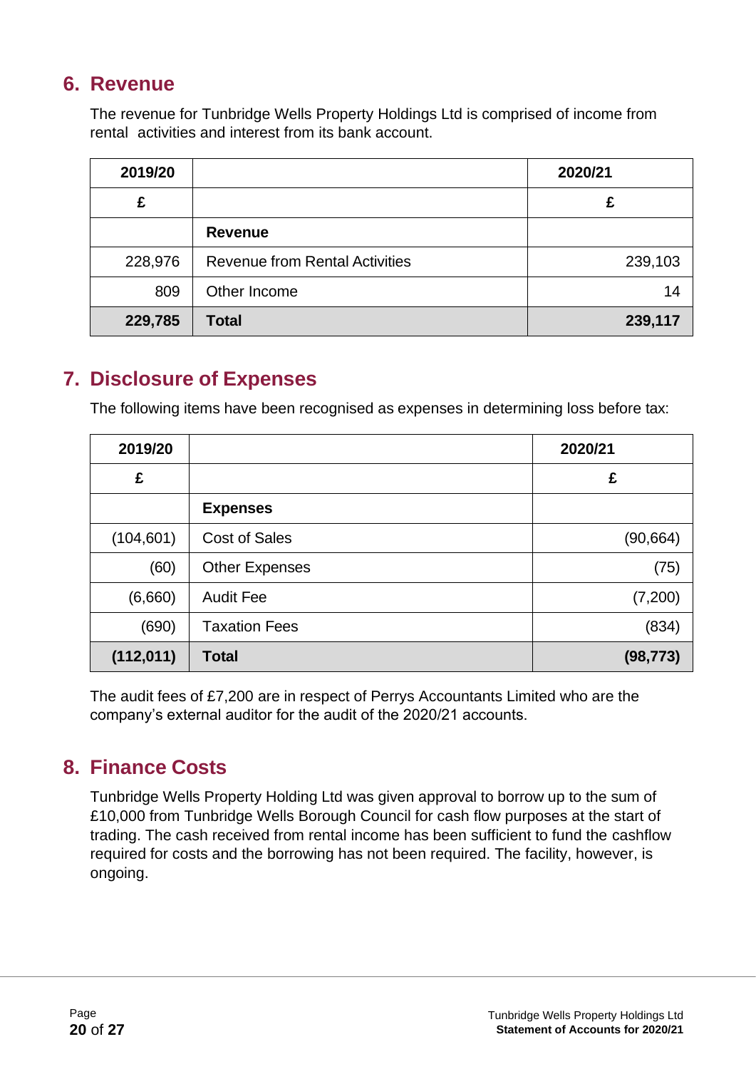## 6. Revenue

The revenue for Tunbridge Wells Property Holdings Ltd is comprised of income from rental activities and interest from its bank account.

| 2019/20 | | 2020/21 |
|---|---|---|
| £ | | £ |
| | **Revenue** | |
| 228,976 | Revenue from Rental Activities | 239,103 |
| 809 | Other Income | 14 |
| **229,785** | **Total** | **239,117** |

## 7. Disclosure of Expenses

The following items have been recognised as expenses in determining loss before tax:

| 2019/20 | | 2020/21 |
|---|---|---|
| £ | | £ |
| | **Expenses** | |
| (104,601) | Cost of Sales | (90,664) |
| (60) | Other Expenses | (75) |
| (6,660) | Audit Fee | (7,200) |
| (690) | Taxation Fees | (834) |
| **(112,011)** | **Total** | **(98,773)** |

The audit fees of £7,200 are in respect of Perrys Accountants Limited who are the company's external auditor for the audit of the 2020/21 accounts.

## 8. Finance Costs

Tunbridge Wells Property Holding Ltd was given approval to borrow up to the sum of £10,000 from Tunbridge Wells Borough Council for cash flow purposes at the start of trading. The cash received from rental income has been sufficient to fund the cashflow required for costs and the borrowing has not been required. The facility, however, is ongoing.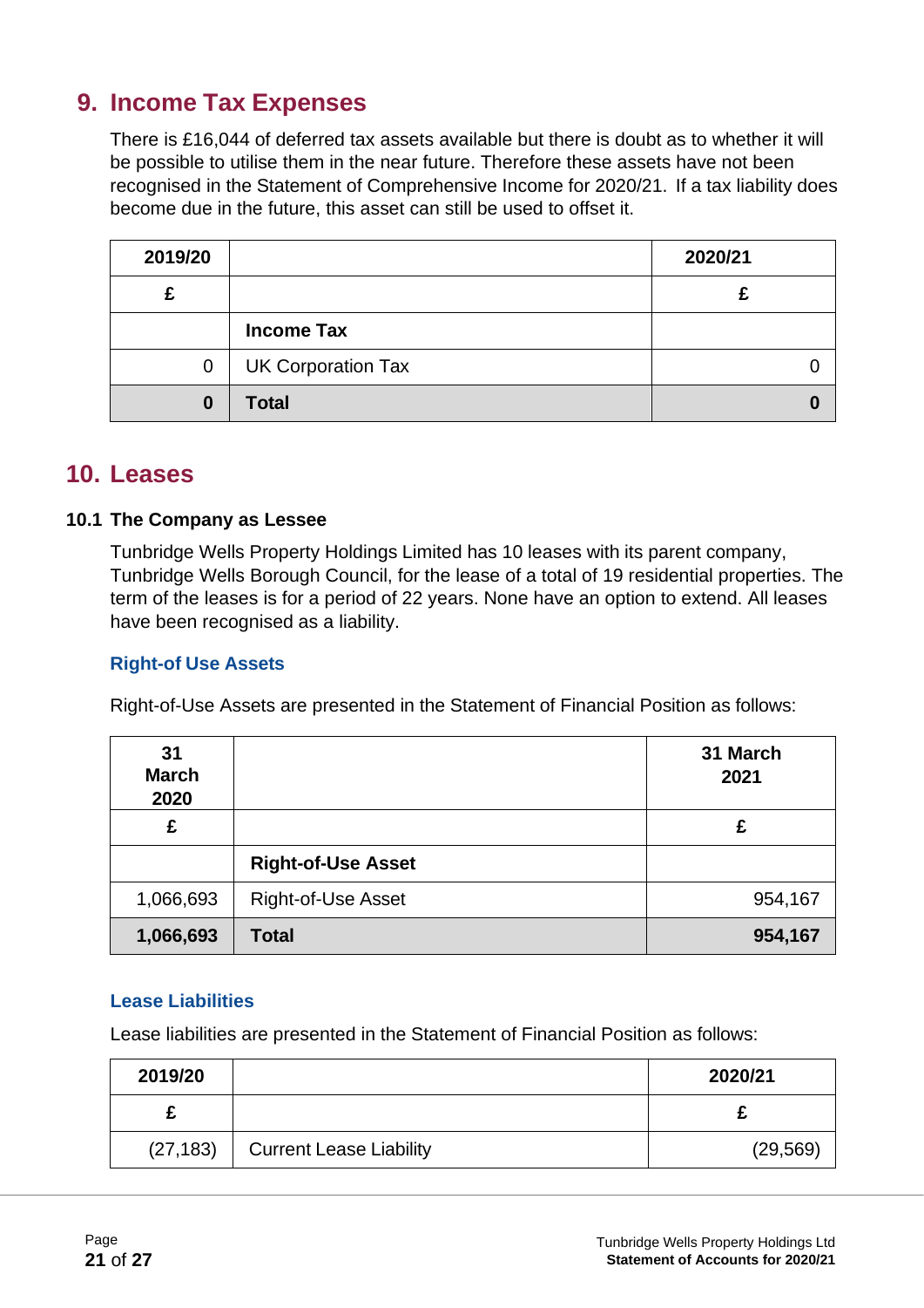## 9. Income Tax Expenses

There is £16,044 of deferred tax assets available but there is doubt as to whether it will be possible to utilise them in the near future. Therefore these assets have not been recognised in the Statement of Comprehensive Income for 2020/21. If a tax liability does become due in the future, this asset can still be used to offset it.

| 2019/20 | | 2020/21 |
|---|---|---|
| £ | | £ |
| | **Income Tax** | |
| 0 | UK Corporation Tax | 0 |
| **0** | **Total** | **0** |

## 10. Leases

### 10.1 The Company as Lessee

Tunbridge Wells Property Holdings Limited has 10 leases with its parent company, Tunbridge Wells Borough Council, for the lease of a total of 19 residential properties. The term of the leases is for a period of 22 years. None have an option to extend. All leases have been recognised as a liability.

#### Right-of Use Assets

Right-of-Use Assets are presented in the Statement of Financial Position as follows:

| 31 March 2020 | | 31 March 2021 |
|---|---|---|
| £ | | £ |
| | **Right-of-Use Asset** | |
| 1,066,693 | Right-of-Use Asset | 954,167 |
| **1,066,693** | **Total** | **954,167** |

#### Lease Liabilities

Lease liabilities are presented in the Statement of Financial Position as follows:

| 2019/20 | | 2020/21 |
|---|---|---|
| £ | | £ |
| (27,183) | Current Lease Liability | (29,569) |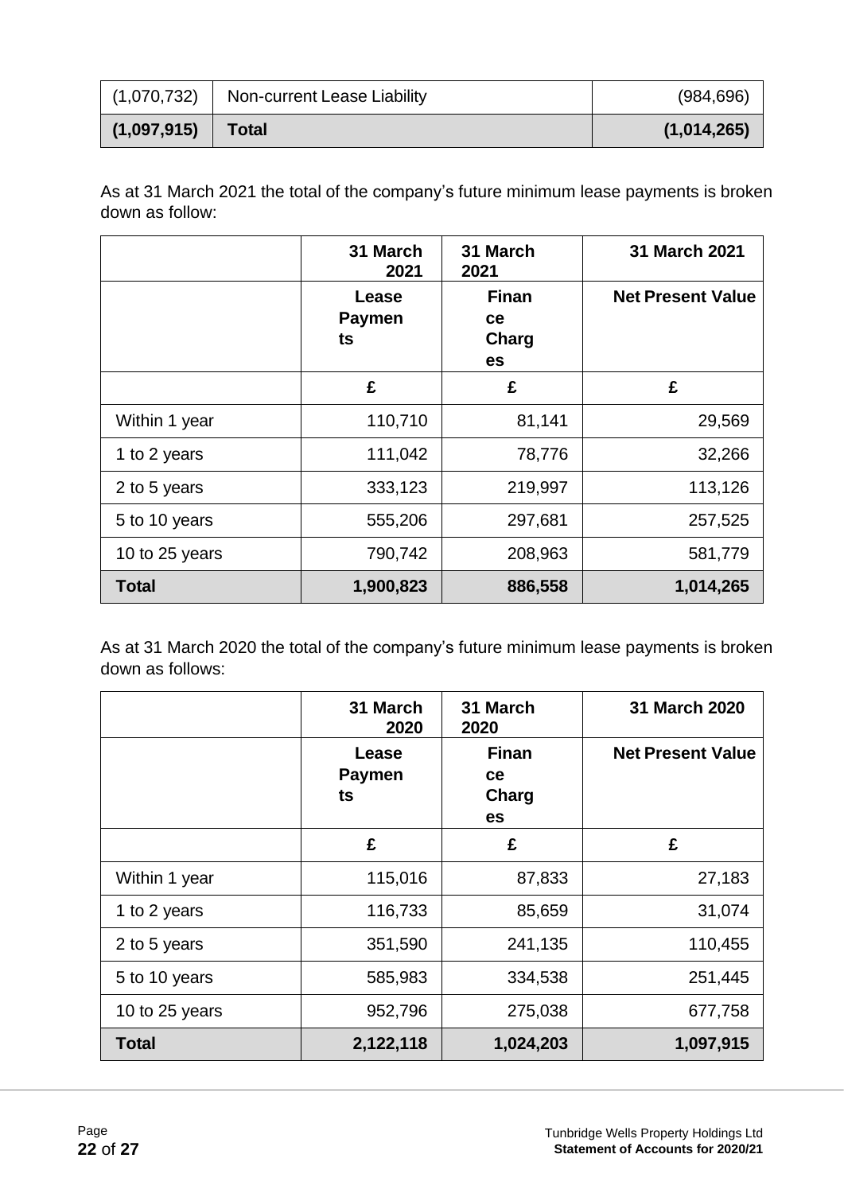| | | |
|---|---|---|
| (1,070,732) | Non-current Lease Liability | (984,696) |
| **(1,097,915)** | **Total** | **(1,014,265)** |

As at 31 March 2021 the total of the company's future minimum lease payments is broken down as follow:

| | 31 March 2021 | 31 March 2021 | 31 March 2021 |
|---|---|---|---|
| | Lease Payments | Finance Charges | Net Present Value |
| | £ | £ | £ |
| Within 1 year | 110,710 | 81,141 | 29,569 |
| 1 to 2 years | 111,042 | 78,776 | 32,266 |
| 2 to 5 years | 333,123 | 219,997 | 113,126 |
| 5 to 10 years | 555,206 | 297,681 | 257,525 |
| 10 to 25 years | 790,742 | 208,963 | 581,779 |
| **Total** | **1,900,823** | **886,558** | **1,014,265** |

As at 31 March 2020 the total of the company's future minimum lease payments is broken down as follows:

| | 31 March 2020 | 31 March 2020 | 31 March 2020 |
|---|---|---|---|
| | Lease Payments | Finance Charges | Net Present Value |
| | £ | £ | £ |
| Within 1 year | 115,016 | 87,833 | 27,183 |
| 1 to 2 years | 116,733 | 85,659 | 31,074 |
| 2 to 5 years | 351,590 | 241,135 | 110,455 |
| 5 to 10 years | 585,983 | 334,538 | 251,445 |
| 10 to 25 years | 952,796 | 275,038 | 677,758 |
| **Total** | **2,122,118** | **1,024,203** | **1,097,915** |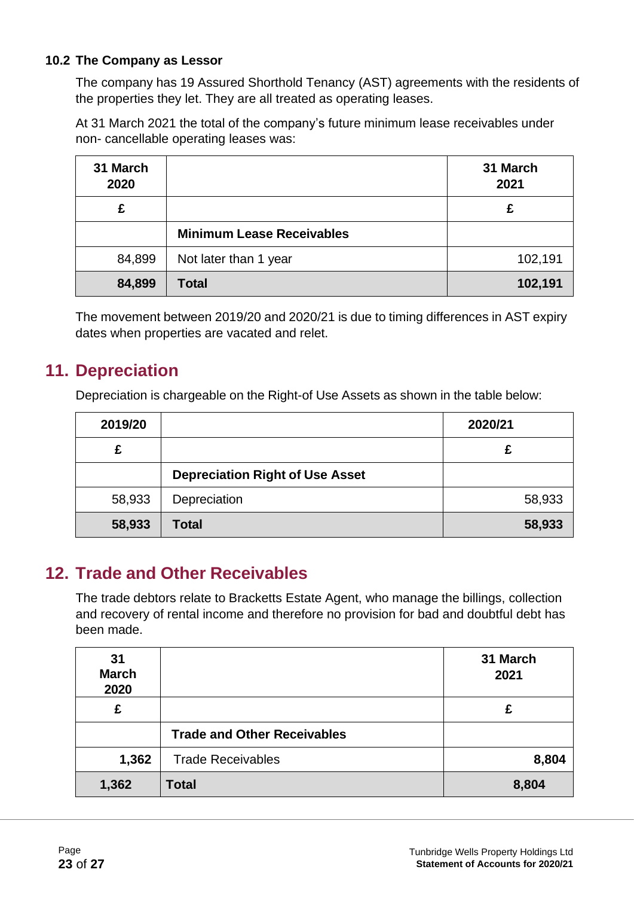### 10.2 The Company as Lessor

The company has 19 Assured Shorthold Tenancy (AST) agreements with the residents of the properties they let. They are all treated as operating leases.

At 31 March 2021 the total of the company's future minimum lease receivables under non- cancellable operating leases was:

| 31 March 2020 | | 31 March 2021 |
|---|---|---|
| £ | | £ |
| | **Minimum Lease Receivables** | |
| 84,899 | Not later than 1 year | 102,191 |
| **84,899** | **Total** | **102,191** |

The movement between 2019/20 and 2020/21 is due to timing differences in AST expiry dates when properties are vacated and relet.

## 11. Depreciation

Depreciation is chargeable on the Right-of Use Assets as shown in the table below:

| 2019/20 | | 2020/21 |
|---|---|---|
| £ | | £ |
| | **Depreciation Right of Use Asset** | |
| 58,933 | Depreciation | 58,933 |
| **58,933** | **Total** | **58,933** |

## 12. Trade and Other Receivables

The trade debtors relate to Bracketts Estate Agent, who manage the billings, collection and recovery of rental income and therefore no provision for bad and doubtful debt has been made.

| 31 March 2020 | | 31 March 2021 |
|---|---|---|
| £ | | £ |
| | **Trade and Other Receivables** | |
| **1,362** | Trade Receivables | **8,804** |
| **1,362** | **Total** | **8,804** |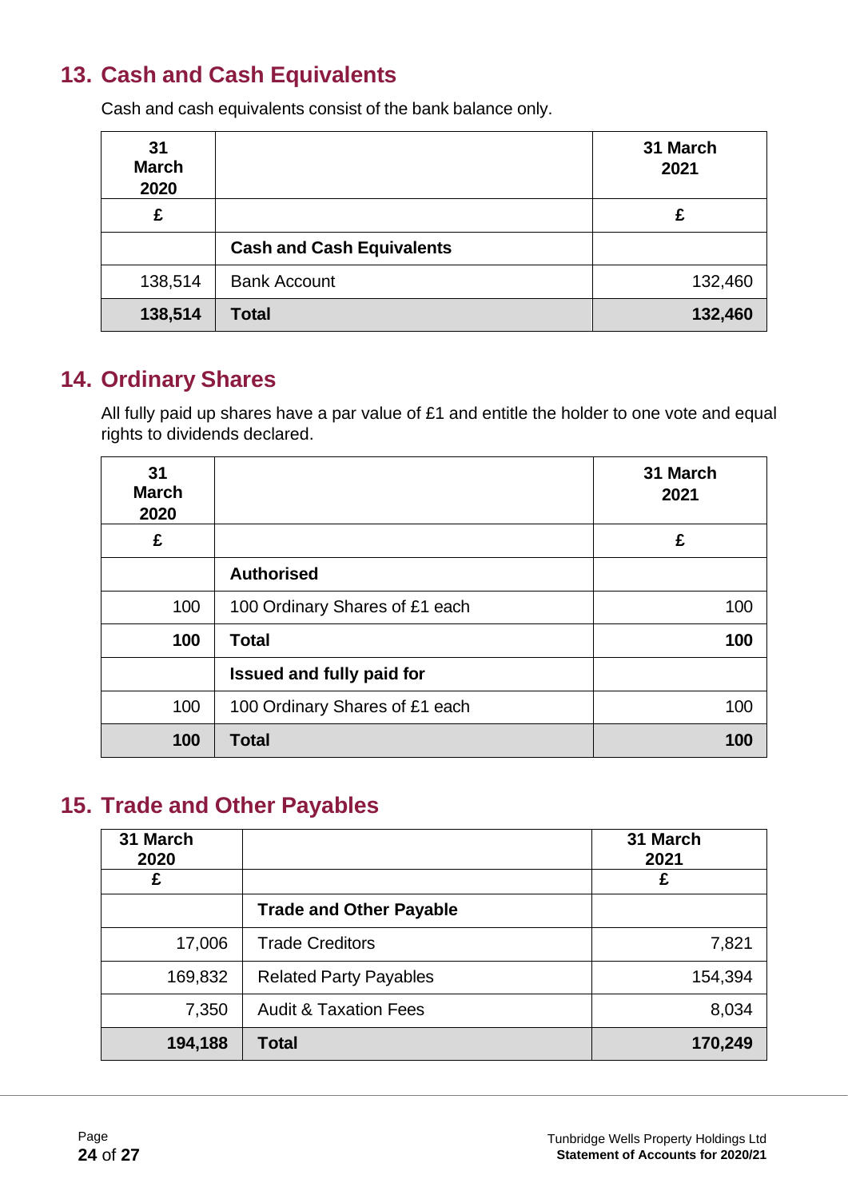## 13. Cash and Cash Equivalents

Cash and cash equivalents consist of the bank balance only.

| 31 March 2020 | | 31 March 2021 |
|---|---|---|
| £ | | £ |
| | **Cash and Cash Equivalents** | |
| 138,514 | Bank Account | 132,460 |
| **138,514** | **Total** | **132,460** |

## 14. Ordinary Shares

All fully paid up shares have a par value of £1 and entitle the holder to one vote and equal rights to dividends declared.

| 31 March 2020 | | 31 March 2021 |
|---|---|---|
| £ | | £ |
| | **Authorised** | |
| 100 | 100 Ordinary Shares of £1 each | 100 |
| **100** | **Total** | **100** |
| | **Issued and fully paid for** | |
| 100 | 100 Ordinary Shares of £1 each | 100 |
| **100** | **Total** | **100** |

## 15. Trade and Other Payables

| 31 March 2020 | | 31 March 2021 |
|---|---|---|
| £ | | £ |
| | **Trade and Other Payable** | |
| 17,006 | Trade Creditors | 7,821 |
| 169,832 | Related Party Payables | 154,394 |
| 7,350 | Audit & Taxation Fees | 8,034 |
| **194,188** | **Total** | **170,249** |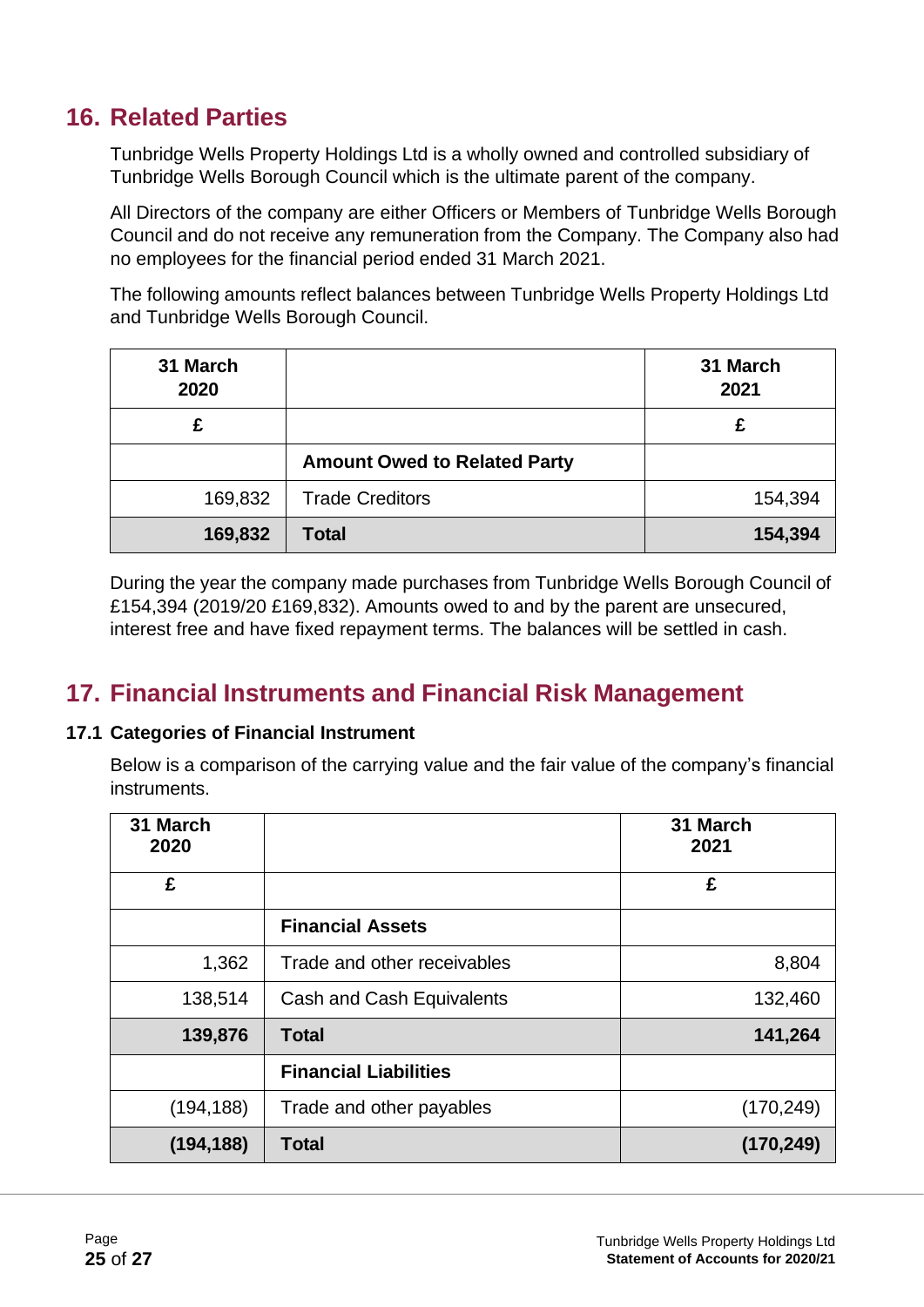## 16. Related Parties

Tunbridge Wells Property Holdings Ltd is a wholly owned and controlled subsidiary of Tunbridge Wells Borough Council which is the ultimate parent of the company.

All Directors of the company are either Officers or Members of Tunbridge Wells Borough Council and do not receive any remuneration from the Company. The Company also had no employees for the financial period ended 31 March 2021.

The following amounts reflect balances between Tunbridge Wells Property Holdings Ltd and Tunbridge Wells Borough Council.

| 31 March 2020 | | 31 March 2021 |
|---|---|---|
| £ | | £ |
| | **Amount Owed to Related Party** | |
| 169,832 | Trade Creditors | 154,394 |
| **169,832** | **Total** | **154,394** |

During the year the company made purchases from Tunbridge Wells Borough Council of £154,394 (2019/20 £169,832). Amounts owed to and by the parent are unsecured, interest free and have fixed repayment terms. The balances will be settled in cash.

## 17. Financial Instruments and Financial Risk Management

### 17.1 Categories of Financial Instrument

Below is a comparison of the carrying value and the fair value of the company's financial instruments.

| 31 March 2020 | | 31 March 2021 |
|---|---|---|
| £ | | £ |
| | **Financial Assets** | |
| 1,362 | Trade and other receivables | 8,804 |
| 138,514 | Cash and Cash Equivalents | 132,460 |
| **139,876** | **Total** | **141,264** |
| | **Financial Liabilities** | |
| (194,188) | Trade and other payables | (170,249) |
| **(194,188)** | **Total** | **(170,249)** |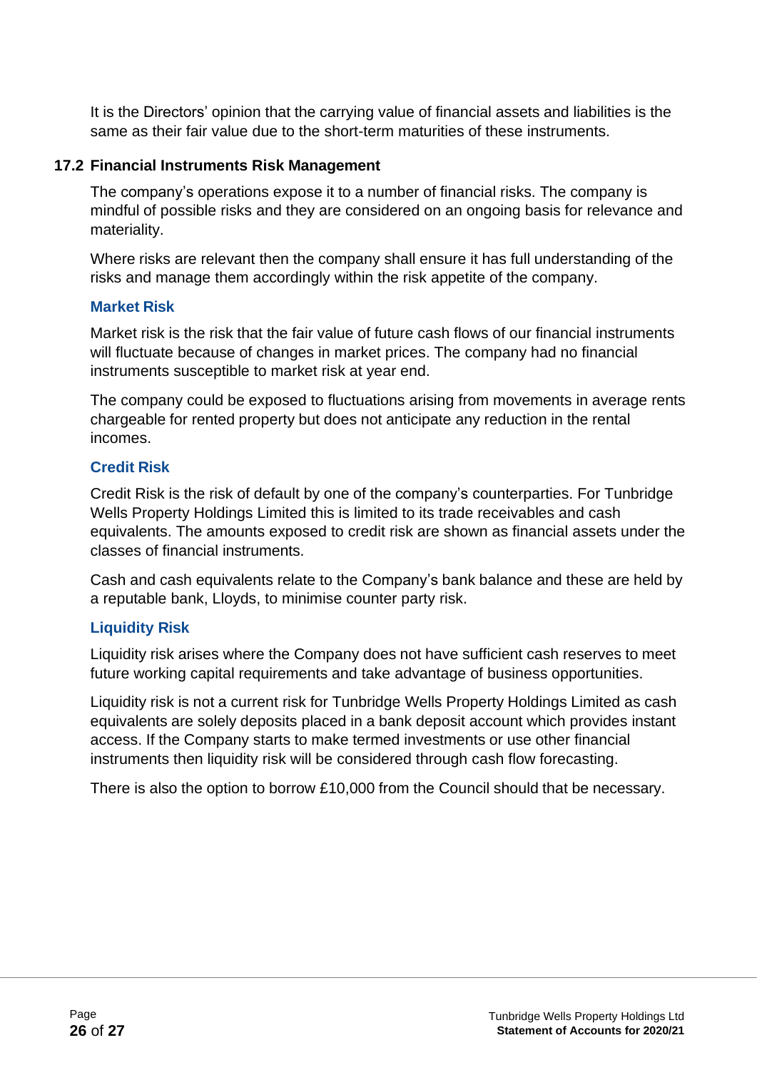It is the Directors' opinion that the carrying value of financial assets and liabilities is the same as their fair value due to the short-term maturities of these instruments.

## 17.2 Financial Instruments Risk Management

The company's operations expose it to a number of financial risks. The company is mindful of possible risks and they are considered on an ongoing basis for relevance and materiality.

Where risks are relevant then the company shall ensure it has full understanding of the risks and manage them accordingly within the risk appetite of the company.

### Market Risk

Market risk is the risk that the fair value of future cash flows of our financial instruments will fluctuate because of changes in market prices. The company had no financial instruments susceptible to market risk at year end.

The company could be exposed to fluctuations arising from movements in average rents chargeable for rented property but does not anticipate any reduction in the rental incomes.

### Credit Risk

Credit Risk is the risk of default by one of the company's counterparties. For Tunbridge Wells Property Holdings Limited this is limited to its trade receivables and cash equivalents. The amounts exposed to credit risk are shown as financial assets under the classes of financial instruments.

Cash and cash equivalents relate to the Company's bank balance and these are held by a reputable bank, Lloyds, to minimise counter party risk.

### Liquidity Risk

Liquidity risk arises where the Company does not have sufficient cash reserves to meet future working capital requirements and take advantage of business opportunities.

Liquidity risk is not a current risk for Tunbridge Wells Property Holdings Limited as cash equivalents are solely deposits placed in a bank deposit account which provides instant access. If the Company starts to make termed investments or use other financial instruments then liquidity risk will be considered through cash flow forecasting.

There is also the option to borrow £10,000 from the Council should that be necessary.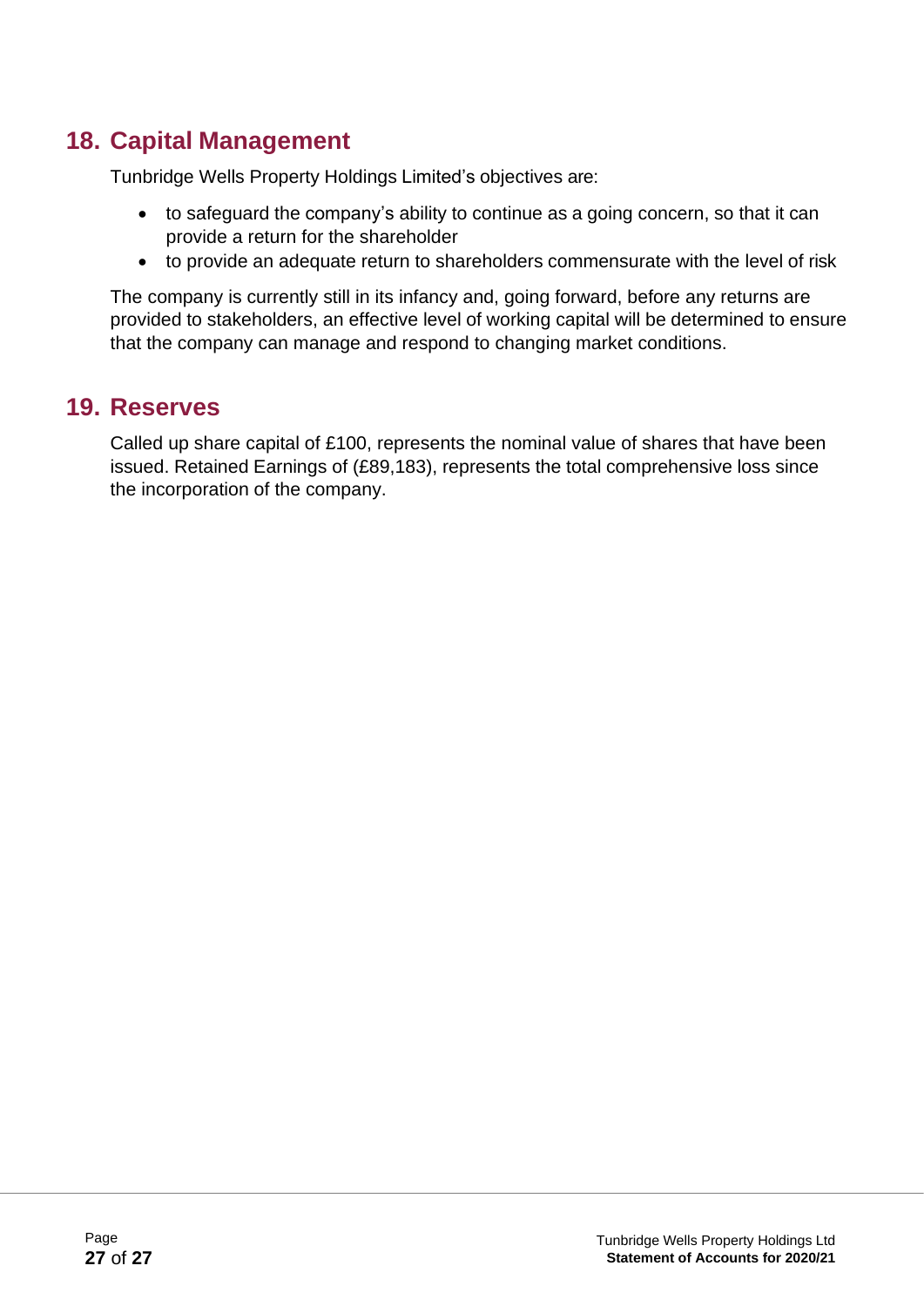## 18. Capital Management

Tunbridge Wells Property Holdings Limited's objectives are:

- to safeguard the company's ability to continue as a going concern, so that it can provide a return for the shareholder
- to provide an adequate return to shareholders commensurate with the level of risk

The company is currently still in its infancy and, going forward, before any returns are provided to stakeholders, an effective level of working capital will be determined to ensure that the company can manage and respond to changing market conditions.

## 19. Reserves

Called up share capital of £100, represents the nominal value of shares that have been issued. Retained Earnings of (£89,183), represents the total comprehensive loss since the incorporation of the company.